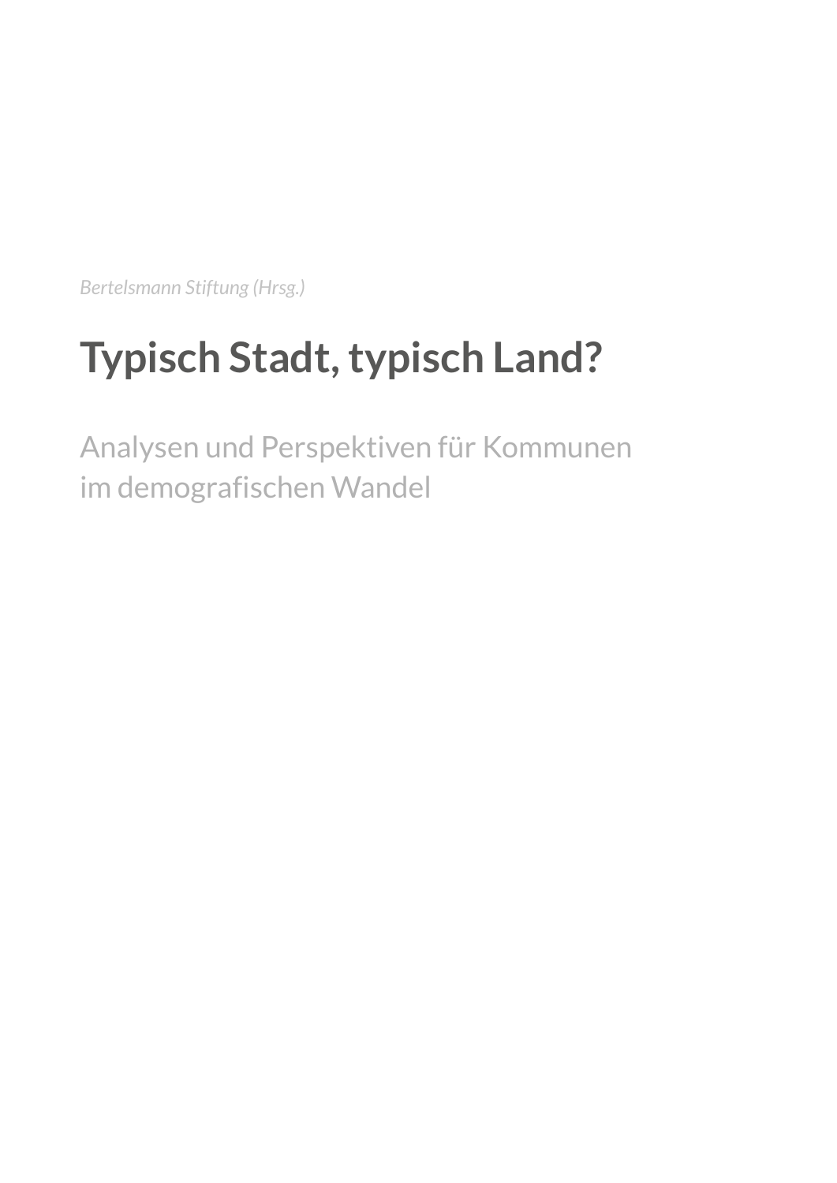*Bertelsmann Stiftung (Hrsg.)*

# Typisch Stadt, typisch Land?

Analysen und Perspektiven für Kommunen
im demografischen Wandel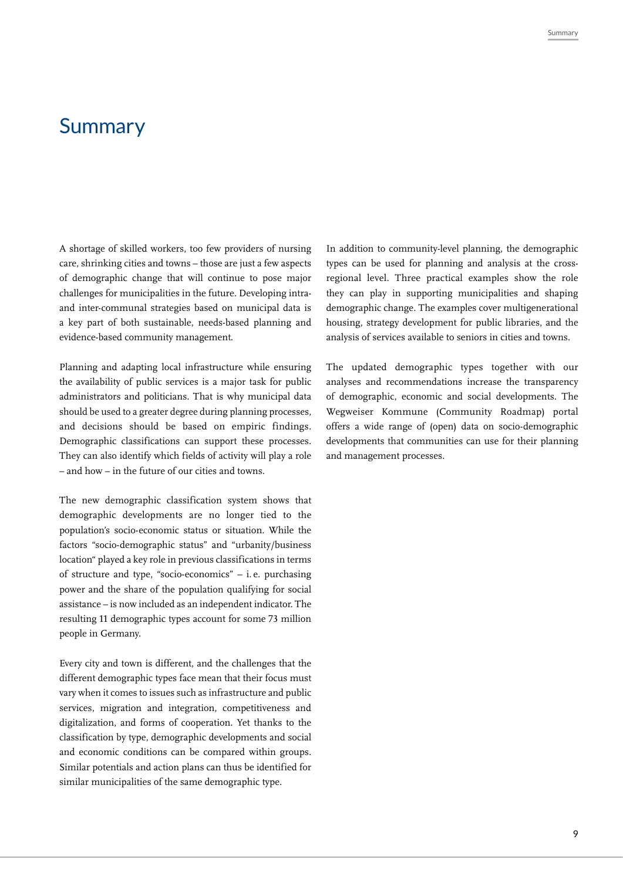# Summary

A shortage of skilled workers, too few providers of nursing care, shrinking cities and towns – those are just a few aspects of demographic change that will continue to pose major challenges for municipalities in the future. Developing intra- and inter-communal strategies based on municipal data is a key part of both sustainable, needs-based planning and evidence-based community management.

Planning and adapting local infrastructure while ensuring the availability of public services is a major task for public administrators and politicians. That is why municipal data should be used to a greater degree during planning processes, and decisions should be based on empiric findings. Demographic classifications can support these processes. They can also identify which fields of activity will play a role – and how – in the future of our cities and towns.

The new demographic classification system shows that demographic developments are no longer tied to the population's socio-economic status or situation. While the factors "socio-demographic status" and "urbanity/business location" played a key role in previous classifications in terms of structure and type, "socio-economics" – i. e. purchasing power and the share of the population qualifying for social assistance – is now included as an independent indicator. The resulting 11 demographic types account for some 73 million people in Germany.

Every city and town is different, and the challenges that the different demographic types face mean that their focus must vary when it comes to issues such as infrastructure and public services, migration and integration, competitiveness and digitalization, and forms of cooperation. Yet thanks to the classification by type, demographic developments and social and economic conditions can be compared within groups. Similar potentials and action plans can thus be identified for similar municipalities of the same demographic type.

In addition to community-level planning, the demographic types can be used for planning and analysis at the cross-regional level. Three practical examples show the role they can play in supporting municipalities and shaping demographic change. The examples cover multigenerational housing, strategy development for public libraries, and the analysis of services available to seniors in cities and towns.

The updated demographic types together with our analyses and recommendations increase the transparency of demographic, economic and social developments. The Wegweiser Kommune (Community Roadmap) portal offers a wide range of (open) data on socio-demographic developments that communities can use for their planning and management processes.